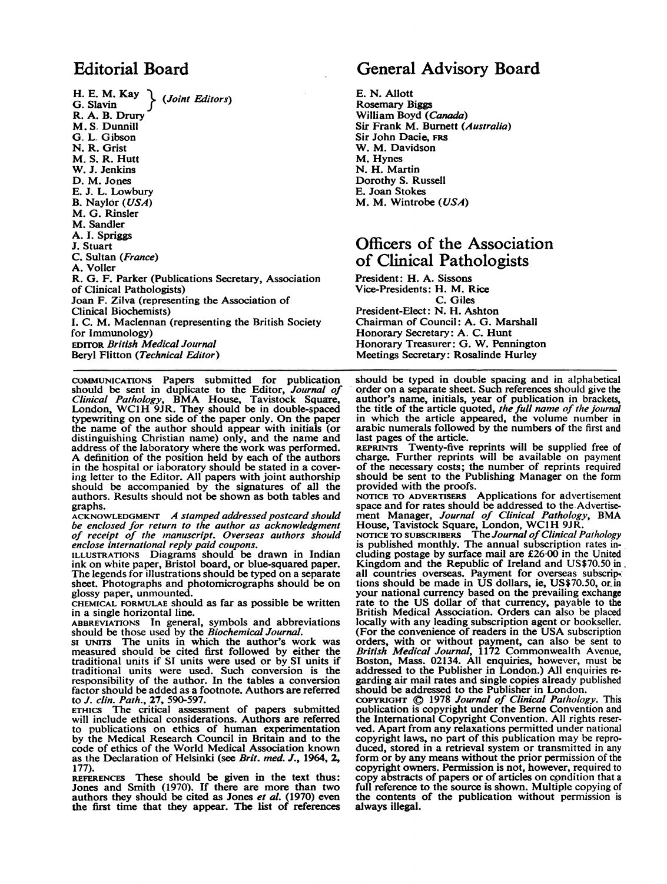## Editorial Board

H. E. M. Kay } *(Joint Editors)*
G. Slavin }
R. A. B. Drury
M. S. Dunnill
G. L. Gibson
N. R. Grist
M. S. R. Hutt
W. J. Jenkins
D. M. Jones
E. J. L. Lowbury
B. Naylor *(USA)*
M. G. Rinsler
M. Sandler
A. I. Spriggs
J. Stuart
C. Sultan *(France)*
A. Voller
R. G. F. Parker (Publications Secretary, Association of Clinical Pathologists)
Joan F. Zilva (representing the Association of Clinical Biochemists)
I. C. M. Maclennan (representing the British Society for Immunology)
EDITOR *British Medical Journal*
Beryl Flitton *(Technical Editor)*

## General Advisory Board

E. N. Allott
Rosemary Biggs
William Boyd *(Canada)*
Sir Frank M. Burnett *(Australia)*
Sir John Dacie, FRS
W. M. Davidson
M. Hynes
N. H. Martin
Dorothy S. Russell
E. Joan Stokes
M. M. Wintrobe *(USA)*

## Officers of the Association of Clinical Pathologists

President: H. A. Sissons
Vice-Presidents: H. M. Rice
C. Giles
President-Elect: N. H. Ashton
Chairman of Council: A. G. Marshall
Honorary Secretary: A. C. Hunt
Honorary Treasurer: G. W. Pennington
Meetings Secretary: Rosalinde Hurley

---

COMMUNICATIONS Papers submitted for publication should be sent in duplicate to the Editor, *Journal of Clinical Pathology*, BMA House, Tavistock Square, London, WC1H 9JR. They should be in double-spaced typewriting on one side of the paper only. On the paper the name of the author should appear with initials (or distinguishing Christian name) only, and the name and address of the laboratory where the work was performed. A definition of the position held by each of the authors in the hospital or laboratory should be stated in a covering letter to the Editor. All papers with joint authorship should be accompanied by the signatures of all the authors. Results should not be shown as both tables and graphs.

ACKNOWLEDGMENT *A stamped addressed postcard should be enclosed for return to the author as acknowledgment of receipt of the manuscript. Overseas authors should enclose international reply paid coupons.*

ILLUSTRATIONS Diagrams should be drawn in Indian ink on white paper, Bristol board, or blue-squared paper. The legends for illustrations should be typed on a separate sheet. Photographs and photomicrographs should be on glossy paper, unmounted.

CHEMICAL FORMULAE should as far as possible be written in a single horizontal line.

ABBREVIATIONS In general, symbols and abbreviations should be those used by the *Biochemical Journal.*

SI UNITS The units in which the author's work was measured should be cited first followed by either the traditional units if SI units were used or by SI units if traditional units were used. Such conversion is the responsibility of the author. In the tables a conversion factor should be added as a footnote. Authors are referred to *J. clin. Path.*, 27, 590-597.

ETHICS The critical assessment of papers submitted will include ethical considerations. Authors are referred to publications on ethics of human experimentation by the Medical Research Council in Britain and to the code of ethics of the World Medical Association known as the Declaration of Helsinki (see *Brit. med. J.*, 1964, 2, 177).

REFERENCES These should be given in the text thus: Jones and Smith (1970). If there are more than two authors they should be cited as Jones *et al.* (1970) even the first time that they appear. The list of references should be typed in double spacing and in alphabetical order on a separate sheet. Such references should give the author's name, initials, year of publication in brackets, the title of the article quoted, *the full name of the journal* in which the article appeared, the volume number in arabic numerals followed by the numbers of the first and last pages of the article.

REPRINTS Twenty-five reprints will be supplied free of charge. Further reprints will be available on payment of the necessary costs; the number of reprints required should be sent to the Publishing Manager on the form provided with the proofs.

NOTICE TO ADVERTISERS Applications for advertisement space and for rates should be addressed to the Advertisement Manager, *Journal of Clinical Pathology*, BMA House, Tavistock Square, London, WC1H 9JR.

NOTICE TO SUBSCRIBERS The *Journal of Clinical Pathology* is published monthly. The annual subscription rates including postage by surface mail are £26·00 in the United Kingdom and the Republic of Ireland and US$70.50 in all countries overseas. Payment for overseas subscriptions should be made in US dollars, ie, US$70.50, or in your national currency based on the prevailing exchange rate to the US dollar of that currency, payable to the British Medical Association. Orders can also be placed locally with any leading subscription agent or bookseller. (For the convenience of readers in the USA subscription orders, with or without payment, can also be sent to *British Medical Journal*, 1172 Commonwealth Avenue, Boston, Mass. 02134. All enquiries, however, must be addressed to the Publisher in London.) All enquiries regarding air mail rates and single copies already published should be addressed to the Publisher in London.

COPYRIGHT © 1978 *Journal of Clinical Pathology*. This publication is copyright under the Berne Convention and the International Copyright Convention. All rights reserved. Apart from any relaxations permitted under national copyright laws, no part of this publication may be reproduced, stored in a retrieval system or transmitted in any form or by any means without the prior permission of the copyright owners. Permission is not, however, required to copy abstracts of papers or of articles on condition that a full reference to the source is shown. Multiple copying of the contents of the publication without permission is always illegal.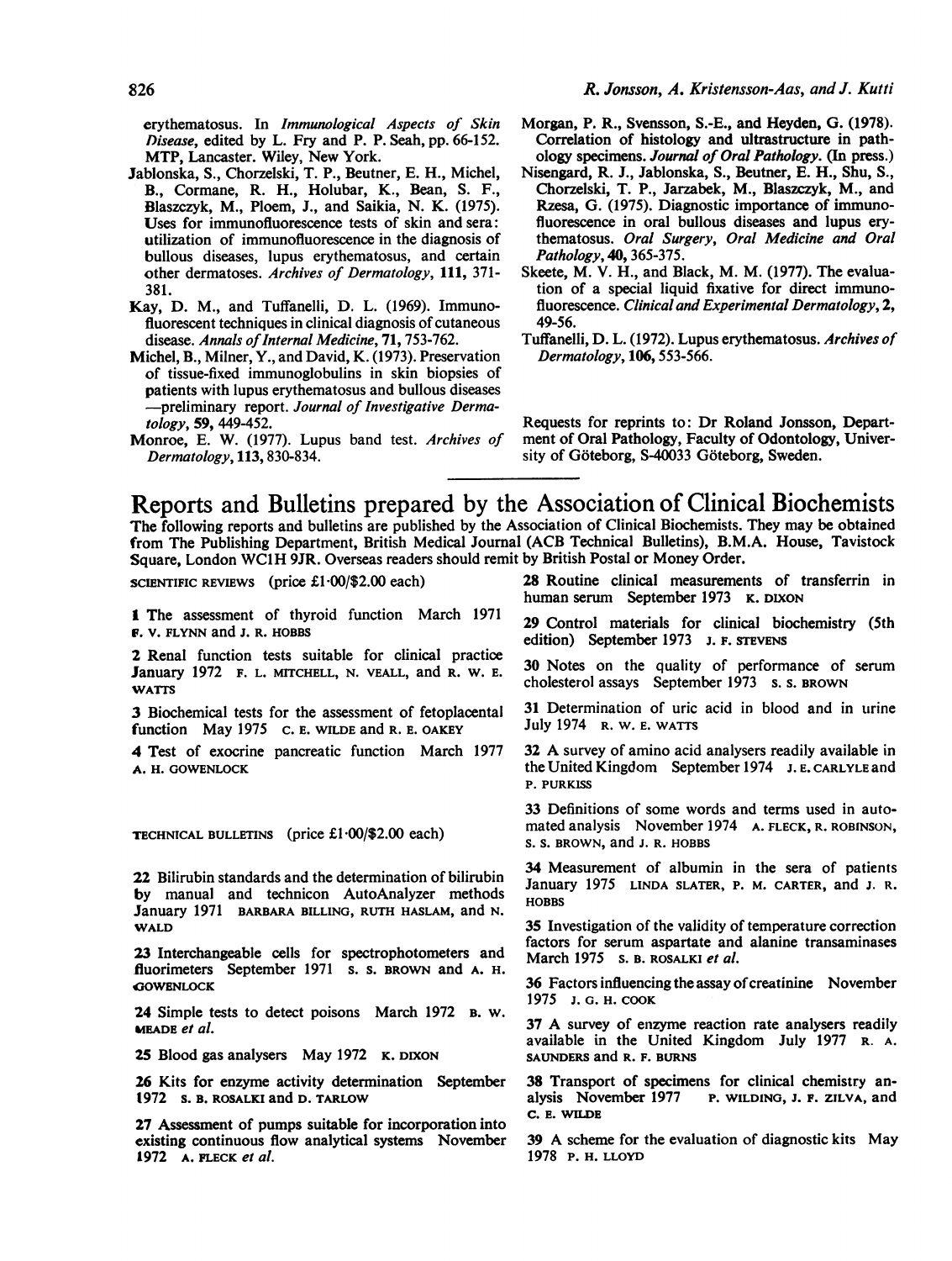erythematosus. In *Immunological Aspects of Skin Disease*, edited by L. Fry and P. P. Seah, pp. 66-152. MTP, Lancaster. Wiley, New York.

Jablonska, S., Chorzelski, T. P., Beutner, E. H., Michel, B., Cormane, R. H., Holubar, K., Bean, S. F., Blaszczyk, M., Ploem, J., and Saikia, N. K. (1975). Uses for immunofluorescence tests of skin and sera: utilization of immunofluorescence in the diagnosis of bullous diseases, lupus erythematosus, and certain other dermatoses. *Archives of Dermatology*, **111**, 371-381.

Kay, D. M., and Tuffanelli, D. L. (1969). Immunofluorescent techniques in clinical diagnosis of cutaneous disease. *Annals of Internal Medicine*, **71**, 753-762.

Michel, B., Milner, Y., and David, K. (1973). Preservation of tissue-fixed immunoglobulins in skin biopsies of patients with lupus erythematosus and bullous diseases —preliminary report. *Journal of Investigative Dermatology*, **59**, 449-452.

Monroe, E. W. (1977). Lupus band test. *Archives of Dermatology*, **113**, 830-834.

Morgan, P. R., Svensson, S.-E., and Heyden, G. (1978). Correlation of histology and ultrastructure in pathology specimens. *Journal of Oral Pathology*. (In press.)

Nisengard, R. J., Jablonska, S., Beutner, E. H., Shu, S., Chorzelski, T. P., Jarzabek, M., Blaszczyk, M., and Rzesa, G. (1975). Diagnostic importance of immunofluorescence in oral bullous diseases and lupus erythematosus. *Oral Surgery, Oral Medicine and Oral Pathology*, **40**, 365-375.

Skeete, M. V. H., and Black, M. M. (1977). The evaluation of a special liquid fixative for direct immunofluorescence. *Clinical and Experimental Dermatology*, **2**, 49-56.

Tuffanelli, D. L. (1972). Lupus erythematosus. *Archives of Dermatology*, **106**, 553-566.

Requests for reprints to: Dr Roland Jonsson, Department of Oral Pathology, Faculty of Odontology, University of Göteborg, S-40033 Göteborg, Sweden.

# Reports and Bulletins prepared by the Association of Clinical Biochemists

The following reports and bulletins are published by the Association of Clinical Biochemists. They may be obtained from The Publishing Department, British Medical Journal (ACB Technical Bulletins), B.M.A. House, Tavistock Square, London WC1H 9JR. Overseas readers should remit by British Postal or Money Order.

SCIENTIFIC REVIEWS (price £1·00/$2.00 each)

**1** The assessment of thyroid function March 1971 F. V. FLYNN and J. R. HOBBS

**2** Renal function tests suitable for clinical practice January 1972 F. L. MITCHELL, N. VEALL, and R. W. E. WATTS

**3** Biochemical tests for the assessment of fetoplacental function May 1975 C. E. WILDE and R. E. OAKEY

**4** Test of exocrine pancreatic function March 1977 A. H. GOWENLOCK

TECHNICAL BULLETINS (price £1·00/$2.00 each)

**22** Bilirubin standards and the determination of bilirubin by manual and technicon AutoAnalyzer methods January 1971 BARBARA BILLING, RUTH HASLAM, and N. WALD

**23** Interchangeable cells for spectrophotometers and fluorimeters September 1971 S. S. BROWN and A. H. GOWENLOCK

**24** Simple tests to detect poisons March 1972 B. W. MEADE *et al.*

**25** Blood gas analysers May 1972 K. DIXON

**26** Kits for enzyme activity determination September 1972 S. B. ROSALKI and D. TARLOW

**27** Assessment of pumps suitable for incorporation into existing continuous flow analytical systems November 1972 A. FLECK *et al.*

**28** Routine clinical measurements of transferrin in human serum September 1973 K. DIXON

**29** Control materials for clinical biochemistry (5th edition) September 1973 J. F. STEVENS

**30** Notes on the quality of performance of serum cholesterol assays September 1973 S. S. BROWN

**31** Determination of uric acid in blood and in urine July 1974 R. W. E. WATTS

**32** A survey of amino acid analysers readily available in the United Kingdom September 1974 J. E. CARLYLE and P. PURKISS

**33** Definitions of some words and terms used in automated analysis November 1974 A. FLECK, R. ROBINSON, S. S. BROWN, and J. R. HOBBS

**34** Measurement of albumin in the sera of patients January 1975 LINDA SLATER, P. M. CARTER, and J. R. HOBBS

**35** Investigation of the validity of temperature correction factors for serum aspartate and alanine transaminases March 1975 S. B. ROSALKI *et al.*

**36** Factors influencing the assay of creatinine November 1975 J. G. H. COOK

**37** A survey of enzyme reaction rate analysers readily available in the United Kingdom July 1977 R. A. SAUNDERS and R. F. BURNS

**38** Transport of specimens for clinical chemistry analysis November 1977 P. WILDING, J. F. ZILVA, and C. E. WILDE

**39** A scheme for the evaluation of diagnostic kits May 1978 P. H. LLOYD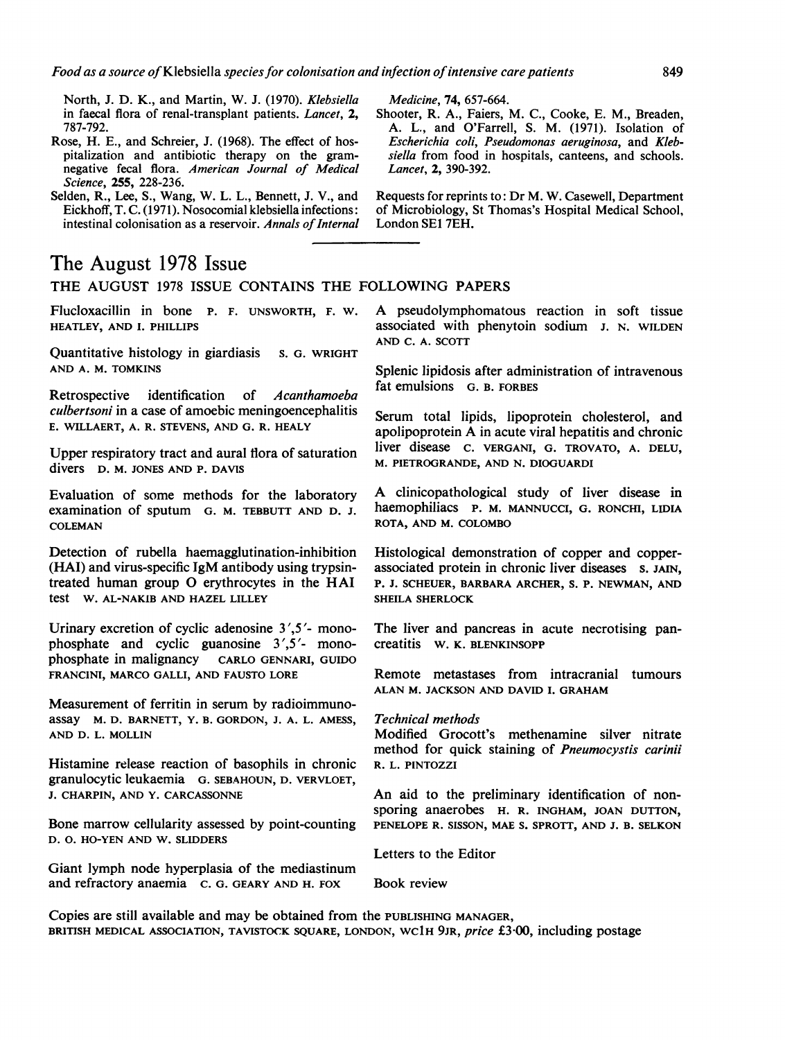North, J. D. K., and Martin, W. J. (1970). *Klebsiella* in faecal flora of renal-transplant patients. *Lancet*, **2**, 787-792.

Rose, H. E., and Schreier, J. (1968). The effect of hospitalization and antibiotic therapy on the gram-negative fecal flora. *American Journal of Medical Science*, **255**, 228-236.

Selden, R., Lee, S., Wang, W. L. L., Bennett, J. V., and Eickhoff, T. C. (1971). Nosocomial klebsiella infections: intestinal colonisation as a reservoir. *Annals of Internal Medicine*, **74**, 657-664.

Shooter, R. A., Faiers, M. C., Cooke, E. M., Breaden, A. L., and O'Farrell, S. M. (1971). Isolation of *Escherichia coli*, *Pseudomonas aeruginosa*, and *Klebsiella* from food in hospitals, canteens, and schools. *Lancet*, **2**, 390-392.

Requests for reprints to: Dr M. W. Casewell, Department of Microbiology, St Thomas's Hospital Medical School, London SE1 7EH.

# The August 1978 Issue

THE AUGUST 1978 ISSUE CONTAINS THE FOLLOWING PAPERS

Flucloxacillin in bone P. F. UNSWORTH, F. W. HEATLEY, AND I. PHILLIPS

Quantitative histology in giardiasis S. G. WRIGHT AND A. M. TOMKINS

Retrospective identification of *Acanthamoeba culbertsoni* in a case of amoebic meningoencephalitis E. WILLAERT, A. R. STEVENS, AND G. R. HEALY

Upper respiratory tract and aural flora of saturation divers D. M. JONES AND P. DAVIS

Evaluation of some methods for the laboratory examination of sputum G. M. TEBBUTT AND D. J. COLEMAN

Detection of rubella haemagglutination-inhibition (HAI) and virus-specific IgM antibody using trypsin-treated human group O erythrocytes in the HAI test W. AL-NAKIB AND HAZEL LILLEY

Urinary excretion of cyclic adenosine 3′,5′-monophosphate and cyclic guanosine 3′,5′-monophosphate in malignancy CARLO GENNARI, GUIDO FRANCINI, MARCO GALLI, AND FAUSTO LORE

Measurement of ferritin in serum by radioimmunoassay M. D. BARNETT, Y. B. GORDON, J. A. L. AMESS, AND D. L. MOLLIN

Histamine release reaction of basophils in chronic granulocytic leukaemia G. SEBAHOUN, D. VERVLOET, J. CHARPIN, AND Y. CARCASSONNE

Bone marrow cellularity assessed by point-counting D. O. HO-YEN AND W. SLIDDERS

Giant lymph node hyperplasia of the mediastinum and refractory anaemia C. G. GEARY AND H. FOX

A pseudolymphomatous reaction in soft tissue associated with phenytoin sodium J. N. WILDEN AND C. A. SCOTT

Splenic lipidosis after administration of intravenous fat emulsions G. B. FORBES

Serum total lipids, lipoprotein cholesterol, and apolipoprotein A in acute viral hepatitis and chronic liver disease C. VERGANI, G. TROVATO, A. DELU, M. PIETROGRANDE, AND N. DIOGUARDI

A clinicopathological study of liver disease in haemophiliacs P. M. MANNUCCI, G. RONCHI, LIDIA ROTA, AND M. COLOMBO

Histological demonstration of copper and copper-associated protein in chronic liver diseases S. JAIN, P. J. SCHEUER, BARBARA ARCHER, S. P. NEWMAN, AND SHEILA SHERLOCK

The liver and pancreas in acute necrotising pancreatitis W. K. BLENKINSOPP

Remote metastases from intracranial tumours ALAN M. JACKSON AND DAVID I. GRAHAM

*Technical methods*

Modified Grocott's methenamine silver nitrate method for quick staining of *Pneumocystis carinii* R. L. PINTOZZI

An aid to the preliminary identification of non-sporing anaerobes H. R. INGHAM, JOAN DUTTON, PENELOPE R. SISSON, MAE S. SPROTT, AND J. B. SELKON

Letters to the Editor

Book review

Copies are still available and may be obtained from the PUBLISHING MANAGER, BRITISH MEDICAL ASSOCIATION, TAVISTOCK SQUARE, LONDON, WC1H 9JR, *price* £3·00, including postage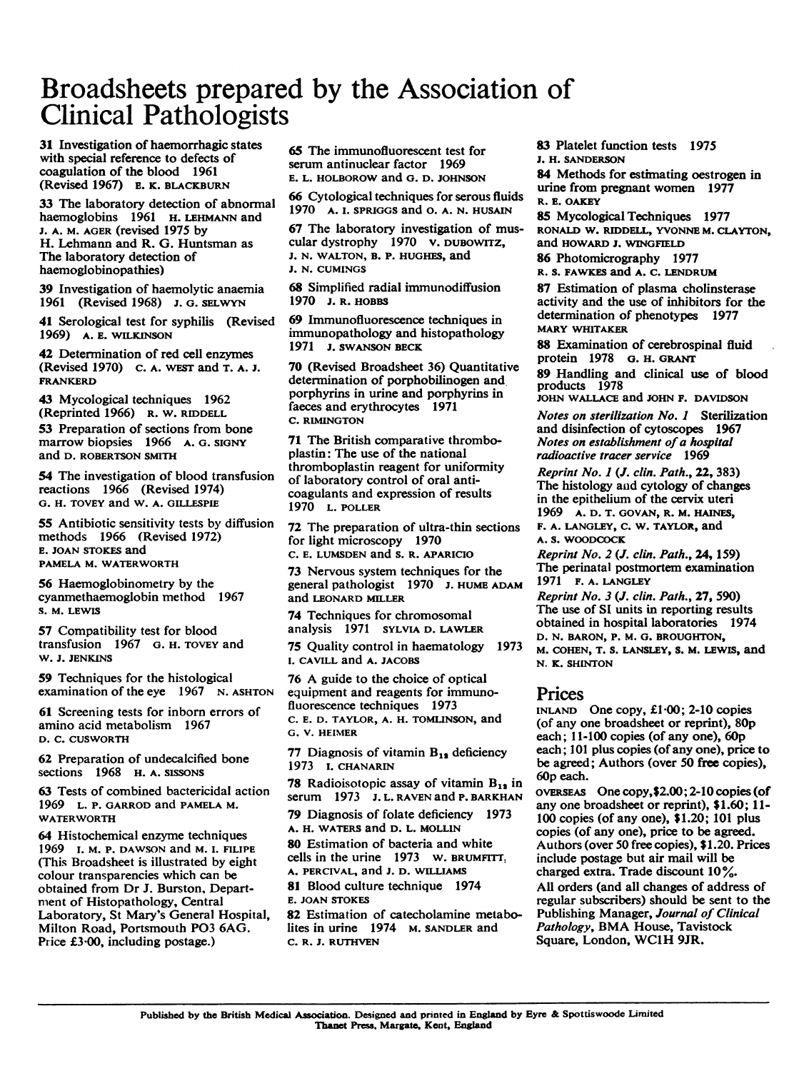# Broadsheets prepared by the Association of Clinical Pathologists

31 Investigation of haemorrhagic states with special reference to defects of coagulation of the blood 1961 (Revised 1967) E. K. BLACKBURN

33 The laboratory detection of abnormal haemoglobins 1961 H. LEHMANN and J. A. M. AGER (revised 1975 by H. Lehmann and R. G. Huntsman as The laboratory detection of haemoglobinopathies)

39 Investigation of haemolytic anaemia 1961 (Revised 1968) J. G. SELWYN

41 Serological test for syphilis (Revised 1969) A. E. WILKINSON

42 Determination of red cell enzymes (Revised 1970) C. A. WEST and T. A. J. FRANKERD

43 Mycological techniques 1962 (Reprinted 1966) R. W. RIDDELL

53 Preparation of sections from bone marrow biopsies 1966 A. G. SIGNY and D. ROBERTSON SMITH

54 The investigation of blood transfusion reactions 1966 (Revised 1974) G. H. TOVEY and W. A. GILLESPIE

55 Antibiotic sensitivity tests by diffusion methods 1966 (Revised 1972) E. JOAN STOKES and PAMELA M. WATERWORTH

56 Haemoglobinometry by the cyanmethaemoglobin method 1967 S. M. LEWIS

57 Compatibility test for blood transfusion 1967 G. H. TOVEY and W. J. JENKINS

59 Techniques for the histological examination of the eye 1967 N. ASHTON

61 Screening tests for inborn errors of amino acid metabolism 1967 D. C. CUSWORTH

62 Preparation of undecalcified bone sections 1968 H. A. SISSONS

63 Tests of combined bactericidal action 1969 L. P. GARROD and PAMELA M. WATERWORTH

64 Histochemical enzyme techniques 1969 I. M. P. DAWSON and M. I. FILIPE (This Broadsheet is illustrated by eight colour transparencies which can be obtained from Dr J. Burston, Department of Histopathology, Central Laboratory, St Mary's General Hospital, Milton Road, Portsmouth PO3 6AG. Price £3·00, including postage.)

65 The immunofluorescent test for serum antinuclear factor 1969 E. L. HOLBOROW and G. D. JOHNSON

66 Cytological techniques for serous fluids 1970 A. I. SPRIGGS and O. A. N. HUSAIN

67 The laboratory investigation of muscular dystrophy 1970 V. DUBOWITZ, J. N. WALTON, B. P. HUGHES, and J. N. CUMINGS

68 Simplified radial immunodiffusion 1970 J. R. HOBBS

69 Immunofluorescence techniques in immunopathology and histopathology 1971 J. SWANSON BECK

70 (Revised Broadsheet 36) Quantitative determination of porphobilinogen and porphyrins in urine and porphyrins in faeces and erythrocytes 1971 C. RIMINGTON

71 The British comparative thromboplastin: The use of the national thromboplastin reagent for uniformity of laboratory control of oral anticoagulants and expression of results 1970 L. POLLER

72 The preparation of ultra-thin sections for light microscopy 1970 C. E. LUMSDEN and S. R. APARICIO

73 Nervous system techniques for the general pathologist 1970 J. HUME ADAM and LEONARD MILLER

74 Techniques for chromosomal analysis 1971 SYLVIA D. LAWLER

75 Quality control in haematology 1973 I. CAVILL and A. JACOBS

76 A guide to the choice of optical equipment and reagents for immunofluorescence techniques 1973 C. E. D. TAYLOR, A. H. TOMLINSON, and G. V. HEIMER

77 Diagnosis of vitamin $B_{12}$ deficiency 1973 I. CHANARIN

78 Radioisotopic assay of vitamin $B_{12}$ in serum 1973 J. L. RAVEN and P. BARKHAN

79 Diagnosis of folate deficiency 1973 A. H. WATERS and D. L. MOLLIN

80 Estimation of bacteria and white cells in the urine 1973 W. BRUMFITT, A. PERCIVAL, and J. D. WILLIAMS

81 Blood culture technique 1974 E. JOAN STOKES

82 Estimation of catecholamine metabolites in urine 1974 M. SANDLER and C. R. J. RUTHVEN

83 Platelet function tests 1975 J. H. SANDERSON

84 Methods for estimating oestrogen in urine from pregnant women 1977 R. E. OAKEY

85 Mycological Techniques 1977 RONALD W. RIDDELL, YVONNE M. CLAYTON, and HOWARD J. WINGFIELD

86 Photomicrography 1977 R. S. FAWKES and A. C. LENDRUM

87 Estimation of plasma cholinsterase activity and the use of inhibitors for the determination of phenotypes 1977 MARY WHITAKER

88 Examination of cerebrospinal fluid protein 1978 G. H. GRANT

89 Handling and clinical use of blood products 1978 JOHN WALLACE and JOHN F. DAVIDSON

*Notes on sterilization No. 1* Sterilization and disinfection of cytoscopes 1967

*Notes on establishment of a hospital radioactive tracer service* 1969

*Reprint No. 1* (*J. clin. Path.*, **22**, 383) The histology and cytology of changes in the epithelium of the cervix uteri 1969 A. D. T. GOVAN, R. M. HAINES, F. A. LANGLEY, C. W. TAYLOR, and A. S. WOODCOCK

*Reprint No. 2* (*J. clin. Path.*, **24**, 159) The perinatal postmortem examination 1971 F. A. LANGLEY

*Reprint No. 3* (*J. clin. Path.*, **27**, 590) The use of SI units in reporting results obtained in hospital laboratories 1974 D. N. BARON, P. M. G. BROUGHTON, M. COHEN, T. S. LANSLEY, S. M. LEWIS, and N. K. SHINTON

## Prices

INLAND One copy, £1·00; 2-10 copies (of any one broadsheet or reprint), 80p each; 11-100 copies (of any one), 60p each; 101 plus copies (of any one), price to be agreed; Authors (over 50 free copies), 60p each.

OVERSEAS One copy, $2.00; 2-10 copies (of any one broadsheet or reprint), $1.60; 11-100 copies (of any one), $1.20; 101 plus copies (of any one), price to be agreed. Authors (over 50 free copies), $1.20. Prices include postage but air mail will be charged extra. Trade discount 10%.

All orders (and all changes of address of regular subscribers) should be sent to the Publishing Manager, *Journal of Clinical Pathology*, BMA House, Tavistock Square, London, WC1H 9JR.

Published by the British Medical Association. Designed and printed in England by Eyre & Spottiswoode Limited Thanet Press, Margate, Kent, England